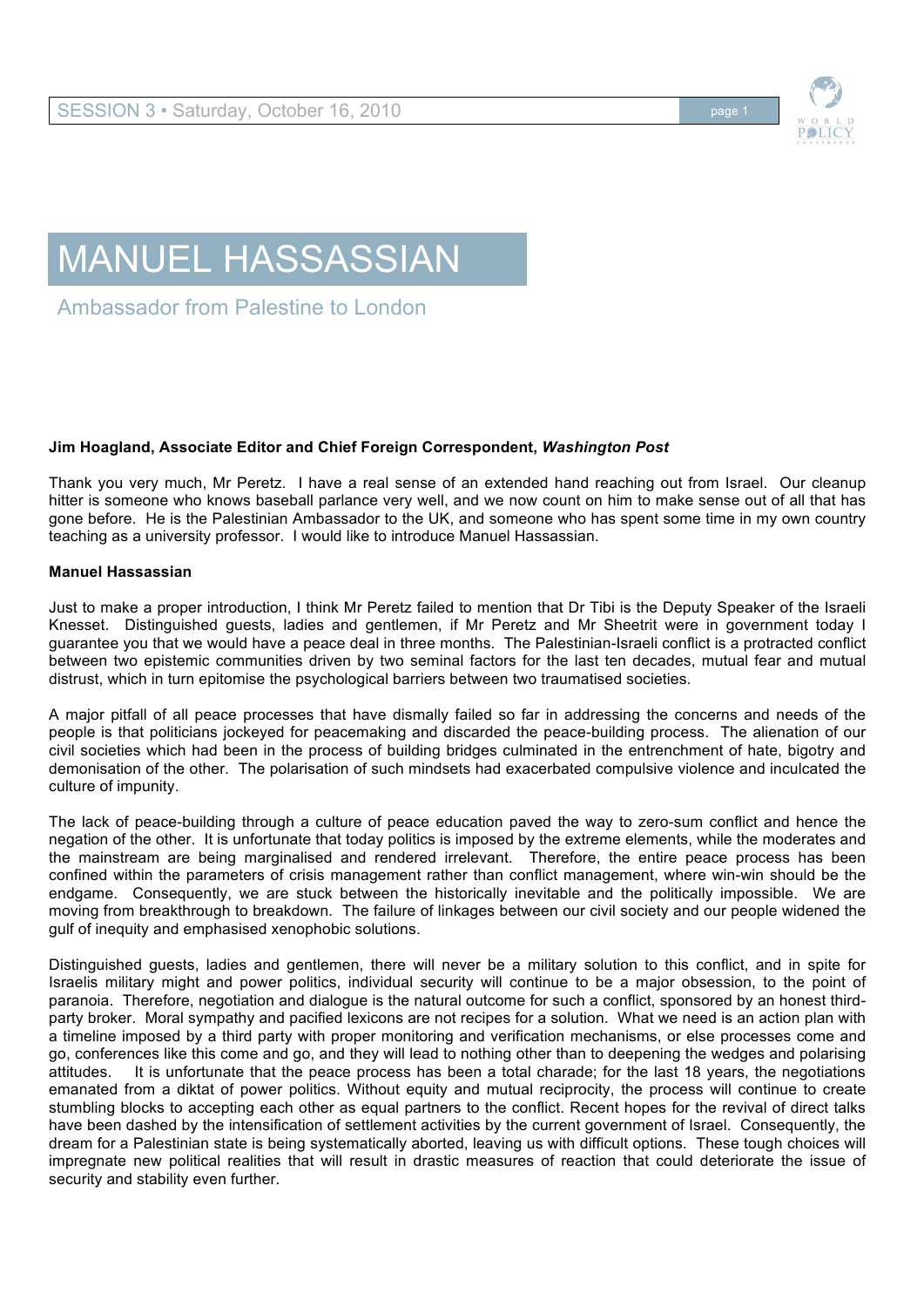# MANUEL HASSASSIAN

Ambassador from Palestine to London

**Jim Hoagland, Associate Editor and Chief Foreign Correspondent, *Washington Post***

Thank you very much, Mr Peretz. I have a real sense of an extended hand reaching out from Israel. Our cleanup hitter is someone who knows baseball parlance very well, and we now count on him to make sense out of all that has gone before. He is the Palestinian Ambassador to the UK, and someone who has spent some time in my own country teaching as a university professor. I would like to introduce Manuel Hassassian.

**Manuel Hassassian**

Just to make a proper introduction, I think Mr Peretz failed to mention that Dr Tibi is the Deputy Speaker of the Israeli Knesset. Distinguished guests, ladies and gentlemen, if Mr Peretz and Mr Sheetrit were in government today I guarantee you that we would have a peace deal in three months. The Palestinian-Israeli conflict is a protracted conflict between two epistemic communities driven by two seminal factors for the last ten decades, mutual fear and mutual distrust, which in turn epitomise the psychological barriers between two traumatised societies.

A major pitfall of all peace processes that have dismally failed so far in addressing the concerns and needs of the people is that politicians jockeyed for peacemaking and discarded the peace-building process. The alienation of our civil societies which had been in the process of building bridges culminated in the entrenchment of hate, bigotry and demonisation of the other. The polarisation of such mindsets had exacerbated compulsive violence and inculcated the culture of impunity.

The lack of peace-building through a culture of peace education paved the way to zero-sum conflict and hence the negation of the other. It is unfortunate that today politics is imposed by the extreme elements, while the moderates and the mainstream are being marginalised and rendered irrelevant. Therefore, the entire peace process has been confined within the parameters of crisis management rather than conflict management, where win-win should be the endgame. Consequently, we are stuck between the historically inevitable and the politically impossible. We are moving from breakthrough to breakdown. The failure of linkages between our civil society and our people widened the gulf of inequity and emphasised xenophobic solutions.

Distinguished guests, ladies and gentlemen, there will never be a military solution to this conflict, and in spite for Israelis military might and power politics, individual security will continue to be a major obsession, to the point of paranoia. Therefore, negotiation and dialogue is the natural outcome for such a conflict, sponsored by an honest third-party broker. Moral sympathy and pacified lexicons are not recipes for a solution. What we need is an action plan with a timeline imposed by a third party with proper monitoring and verification mechanisms, or else processes come and go, conferences like this come and go, and they will lead to nothing other than to deepening the wedges and polarising attitudes. It is unfortunate that the peace process has been a total charade; for the last 18 years, the negotiations emanated from a diktat of power politics. Without equity and mutual reciprocity, the process will continue to create stumbling blocks to accepting each other as equal partners to the conflict. Recent hopes for the revival of direct talks have been dashed by the intensification of settlement activities by the current government of Israel. Consequently, the dream for a Palestinian state is being systematically aborted, leaving us with difficult options. These tough choices will impregnate new political realities that will result in drastic measures of reaction that could deteriorate the issue of security and stability even further.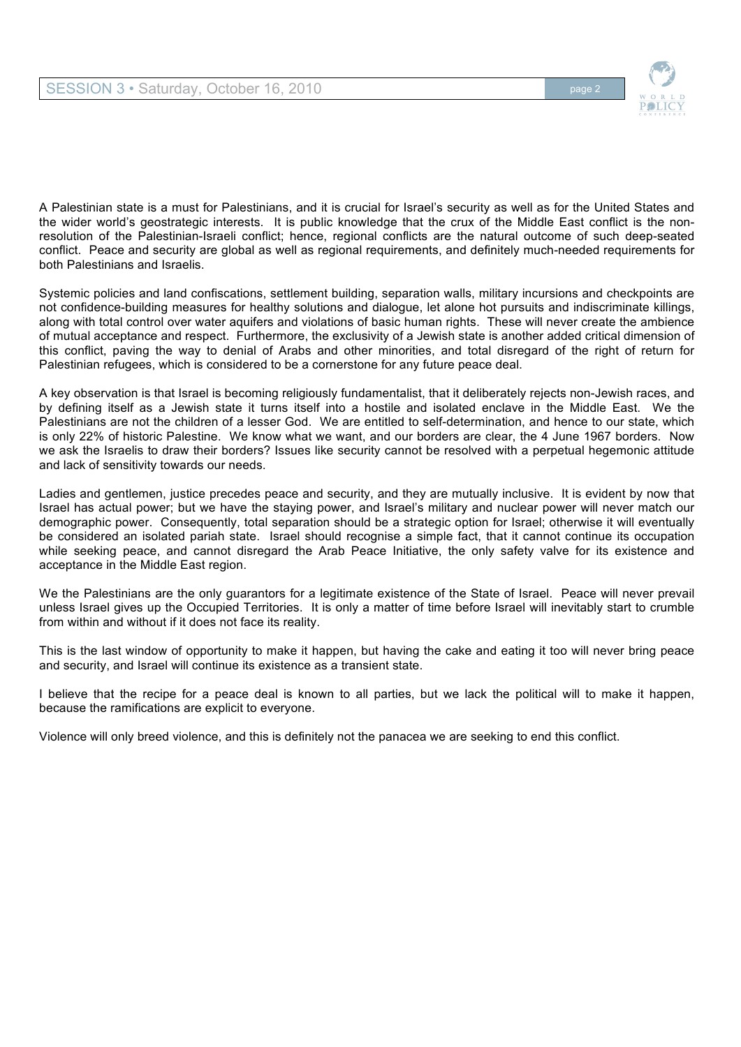A Palestinian state is a must for Palestinians, and it is crucial for Israel's security as well as for the United States and the wider world's geostrategic interests. It is public knowledge that the crux of the Middle East conflict is the non-resolution of the Palestinian-Israeli conflict; hence, regional conflicts are the natural outcome of such deep-seated conflict. Peace and security are global as well as regional requirements, and definitely much-needed requirements for both Palestinians and Israelis.

Systemic policies and land confiscations, settlement building, separation walls, military incursions and checkpoints are not confidence-building measures for healthy solutions and dialogue, let alone hot pursuits and indiscriminate killings, along with total control over water aquifers and violations of basic human rights. These will never create the ambience of mutual acceptance and respect. Furthermore, the exclusivity of a Jewish state is another added critical dimension of this conflict, paving the way to denial of Arabs and other minorities, and total disregard of the right of return for Palestinian refugees, which is considered to be a cornerstone for any future peace deal.

A key observation is that Israel is becoming religiously fundamentalist, that it deliberately rejects non-Jewish races, and by defining itself as a Jewish state it turns itself into a hostile and isolated enclave in the Middle East. We the Palestinians are not the children of a lesser God. We are entitled to self-determination, and hence to our state, which is only 22% of historic Palestine. We know what we want, and our borders are clear, the 4 June 1967 borders. Now we ask the Israelis to draw their borders? Issues like security cannot be resolved with a perpetual hegemonic attitude and lack of sensitivity towards our needs.

Ladies and gentlemen, justice precedes peace and security, and they are mutually inclusive. It is evident by now that Israel has actual power; but we have the staying power, and Israel's military and nuclear power will never match our demographic power. Consequently, total separation should be a strategic option for Israel; otherwise it will eventually be considered an isolated pariah state. Israel should recognise a simple fact, that it cannot continue its occupation while seeking peace, and cannot disregard the Arab Peace Initiative, the only safety valve for its existence and acceptance in the Middle East region.

We the Palestinians are the only guarantors for a legitimate existence of the State of Israel. Peace will never prevail unless Israel gives up the Occupied Territories. It is only a matter of time before Israel will inevitably start to crumble from within and without if it does not face its reality.

This is the last window of opportunity to make it happen, but having the cake and eating it too will never bring peace and security, and Israel will continue its existence as a transient state.

I believe that the recipe for a peace deal is known to all parties, but we lack the political will to make it happen, because the ramifications are explicit to everyone.

Violence will only breed violence, and this is definitely not the panacea we are seeking to end this conflict.